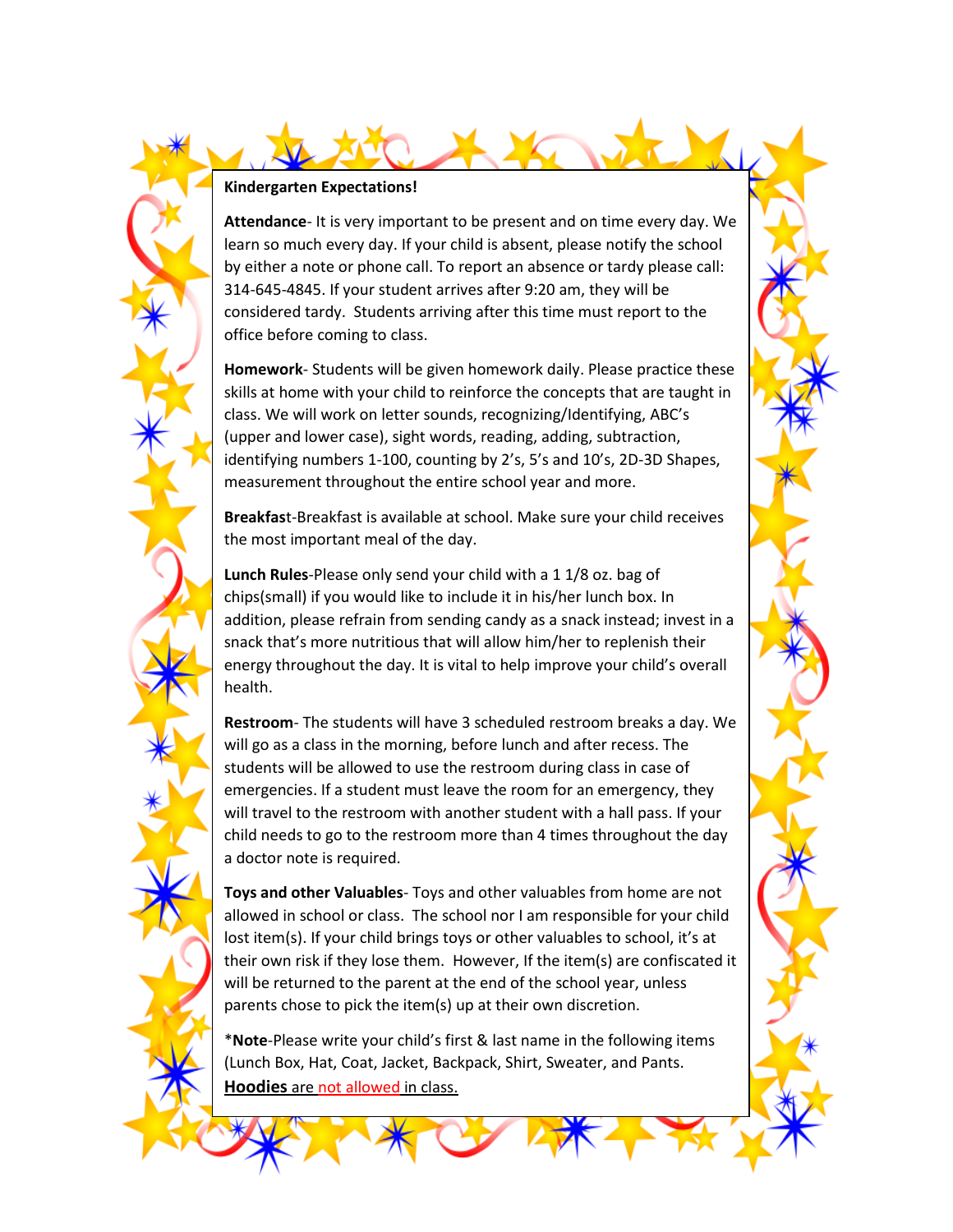**Kindergarten Expectations!**

**Attendance**- It is very important to be present and on time every day. We learn so much every day. If your child is absent, please notify the school by either a note or phone call. To report an absence or tardy please call: 314-645-4845. If your student arrives after 9:20 am, they will be considered tardy. Students arriving after this time must report to the office before coming to class.

**Homework**- Students will be given homework daily. Please practice these skills at home with your child to reinforce the concepts that are taught in class. We will work on letter sounds, recognizing/Identifying, ABC's (upper and lower case), sight words, reading, adding, subtraction, identifying numbers 1-100, counting by 2's, 5's and 10's, 2D-3D Shapes, measurement throughout the entire school year and more.

**Breakfast**-Breakfast is available at school. Make sure your child receives the most important meal of the day.

**Lunch Rules**-Please only send your child with a 1 1/8 oz. bag of chips(small) if you would like to include it in his/her lunch box. In addition, please refrain from sending candy as a snack instead; invest in a snack that's more nutritious that will allow him/her to replenish their energy throughout the day. It is vital to help improve your child's overall health.

**Restroom**- The students will have 3 scheduled restroom breaks a day. We will go as a class in the morning, before lunch and after recess. The students will be allowed to use the restroom during class in case of emergencies. If a student must leave the room for an emergency, they will travel to the restroom with another student with a hall pass. If your child needs to go to the restroom more than 4 times throughout the day a doctor note is required.

**Toys and other Valuables**- Toys and other valuables from home are not allowed in school or class. The school nor I am responsible for your child lost item(s). If your child brings toys or other valuables to school, it's at their own risk if they lose them. However, If the item(s) are confiscated it will be returned to the parent at the end of the school year, unless parents chose to pick the item(s) up at their own discretion.

*__Note__-Please write your child's first & last name in the following items (Lunch Box, Hat, Coat, Jacket, Backpack, Shirt, Sweater, and Pants.

**Hoodies** are not allowed in class.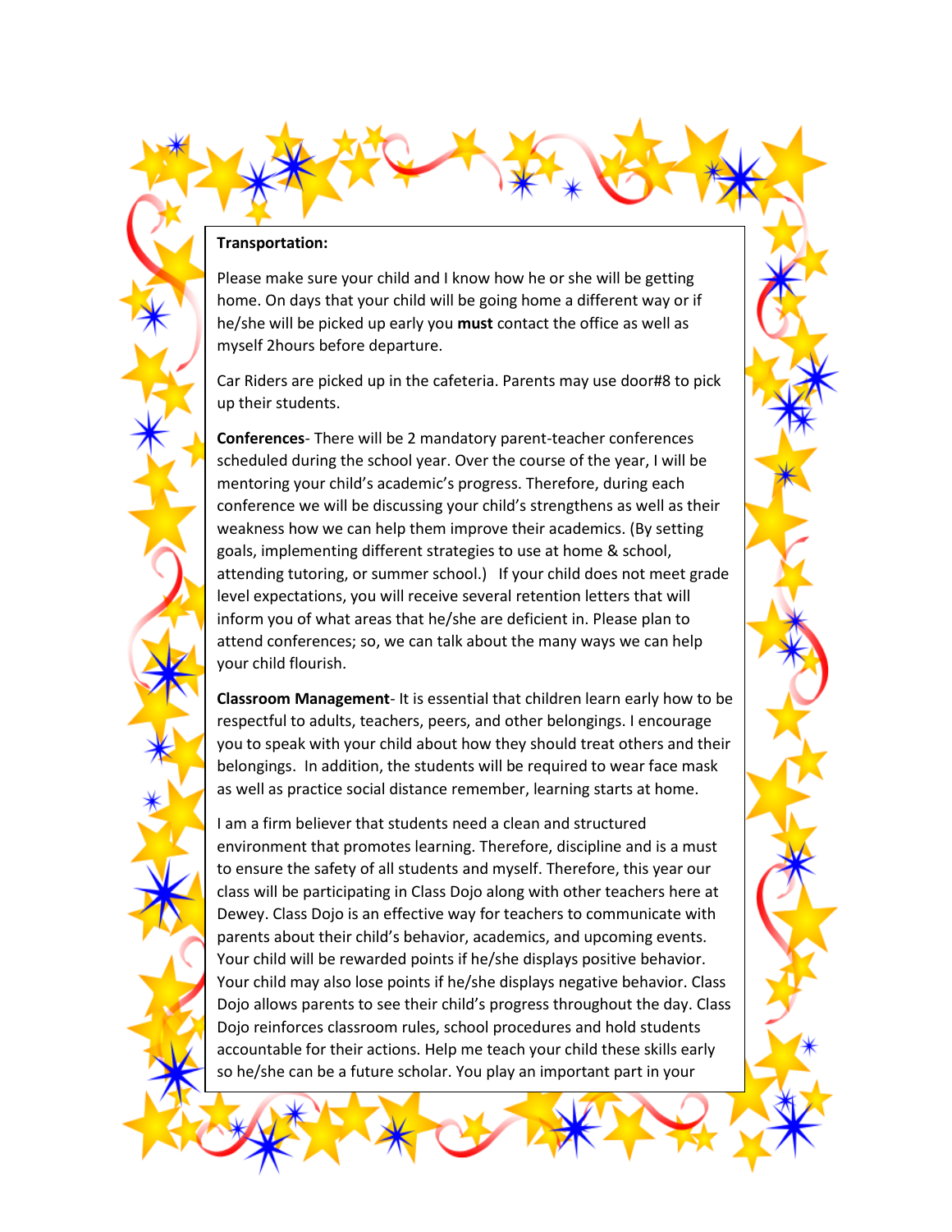**Transportation:**

Please make sure your child and I know how he or she will be getting home. On days that your child will be going home a different way or if he/she will be picked up early you **must** contact the office as well as myself 2hours before departure.

Car Riders are picked up in the cafeteria. Parents may use door#8 to pick up their students.

**Conferences**- There will be 2 mandatory parent-teacher conferences scheduled during the school year. Over the course of the year, I will be mentoring your child's academic's progress. Therefore, during each conference we will be discussing your child's strengthens as well as their weakness how we can help them improve their academics. (By setting goals, implementing different strategies to use at home & school, attending tutoring, or summer school.) If your child does not meet grade level expectations, you will receive several retention letters that will inform you of what areas that he/she are deficient in. Please plan to attend conferences; so, we can talk about the many ways we can help your child flourish.

**Classroom Management**- It is essential that children learn early how to be respectful to adults, teachers, peers, and other belongings. I encourage you to speak with your child about how they should treat others and their belongings. In addition, the students will be required to wear face mask as well as practice social distance remember, learning starts at home.

I am a firm believer that students need a clean and structured environment that promotes learning. Therefore, discipline and is a must to ensure the safety of all students and myself. Therefore, this year our class will be participating in Class Dojo along with other teachers here at Dewey. Class Dojo is an effective way for teachers to communicate with parents about their child's behavior, academics, and upcoming events. Your child will be rewarded points if he/she displays positive behavior. Your child may also lose points if he/she displays negative behavior. Class Dojo allows parents to see their child's progress throughout the day. Class Dojo reinforces classroom rules, school procedures and hold students accountable for their actions. Help me teach your child these skills early so he/she can be a future scholar. You play an important part in your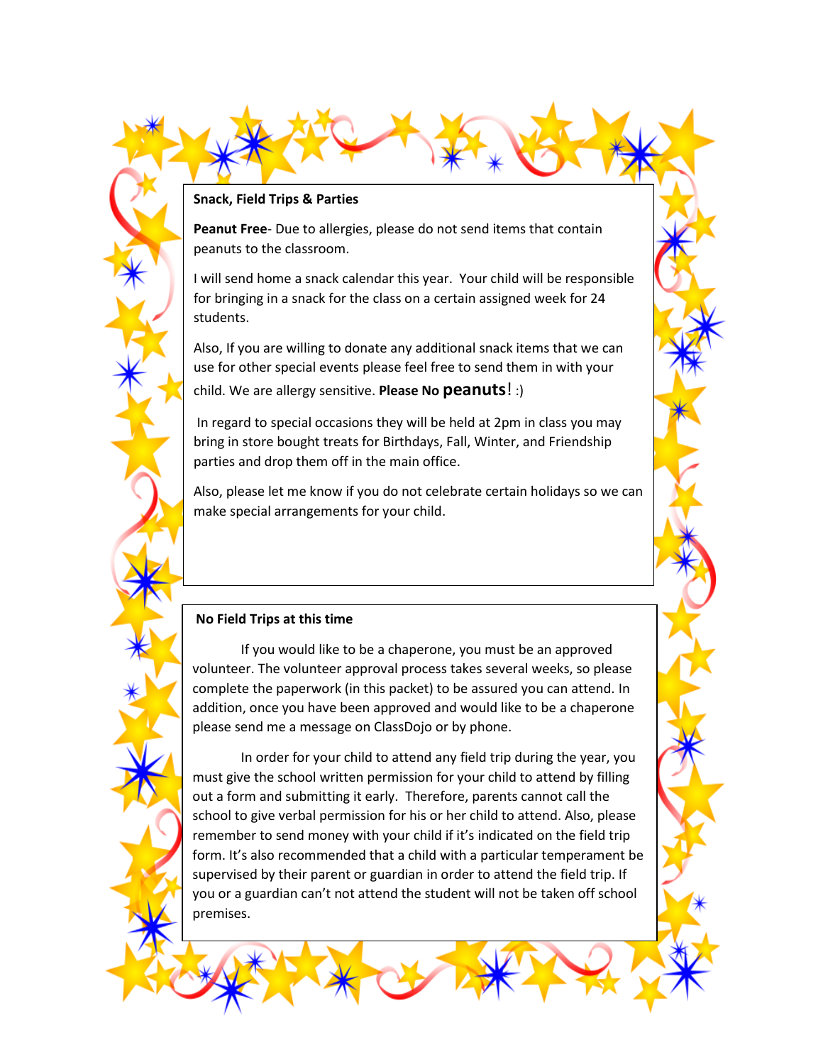**Snack, Field Trips & Parties**

**Peanut Free**- Due to allergies, please do not send items that contain peanuts to the classroom.

I will send home a snack calendar this year. Your child will be responsible for bringing in a snack for the class on a certain assigned week for 24 students.

Also, If you are willing to donate any additional snack items that we can use for other special events please feel free to send them in with your child. We are allergy sensitive. **Please No peanuts**! :)

In regard to special occasions they will be held at 2pm in class you may bring in store bought treats for Birthdays, Fall, Winter, and Friendship parties and drop them off in the main office.

Also, please let me know if you do not celebrate certain holidays so we can make special arrangements for your child.

**No Field Trips at this time**

If you would like to be a chaperone, you must be an approved volunteer. The volunteer approval process takes several weeks, so please complete the paperwork (in this packet) to be assured you can attend. In addition, once you have been approved and would like to be a chaperone please send me a message on ClassDojo or by phone.

In order for your child to attend any field trip during the year, you must give the school written permission for your child to attend by filling out a form and submitting it early. Therefore, parents cannot call the school to give verbal permission for his or her child to attend. Also, please remember to send money with your child if it's indicated on the field trip form. It's also recommended that a child with a particular temperament be supervised by their parent or guardian in order to attend the field trip. If you or a guardian can't not attend the student will not be taken off school premises.